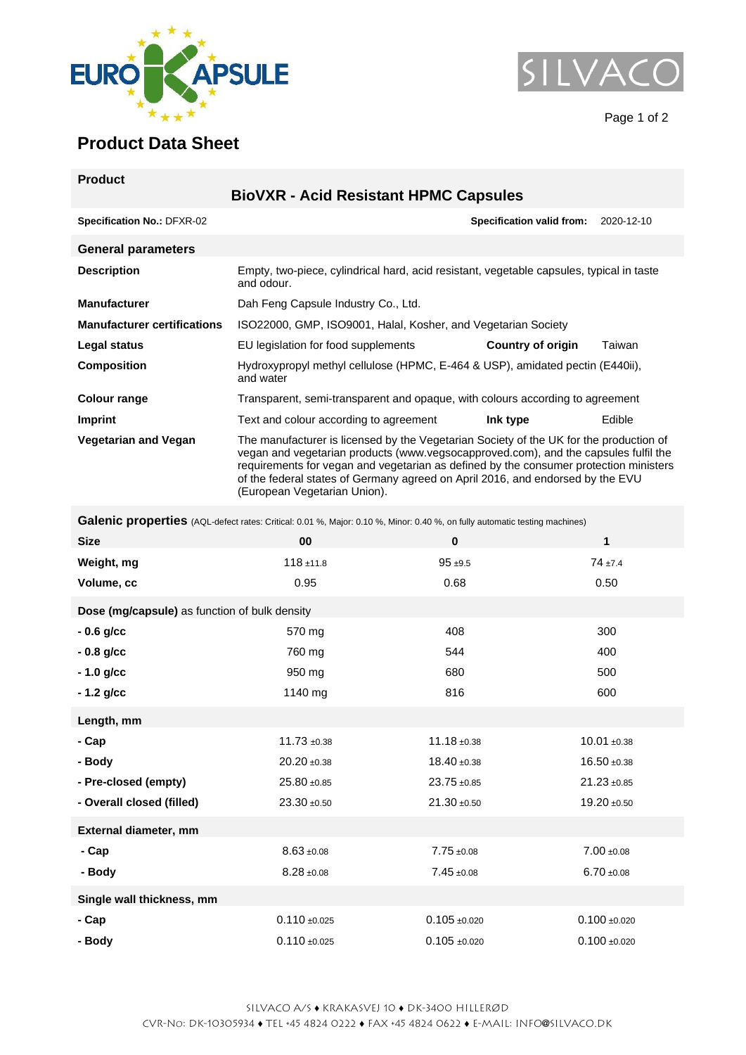# Product Data Sheet

## Product

### BioVXR - Acid Resistant HPMC Capsules

**Specification No.:** DFXR-02 **Specification valid from:** 2020-12-10

## General parameters

| | | | |
|---|---|---|---|
| **Description** | Empty, two-piece, cylindrical hard, acid resistant, vegetable capsules, typical in taste and odour. | | |
| **Manufacturer** | Dah Feng Capsule Industry Co., Ltd. | | |
| **Manufacturer certifications** | ISO22000, GMP, ISO9001, Halal, Kosher, and Vegetarian Society | | |
| **Legal status** | EU legislation for food supplements | **Country of origin** | Taiwan |
| **Composition** | Hydroxypropyl methyl cellulose (HPMC, E-464 & USP), amidated pectin (E440ii), and water | | |
| **Colour range** | Transparent, semi-transparent and opaque, with colours according to agreement | | |
| **Imprint** | Text and colour according to agreement | **Ink type** | Edible |
| **Vegetarian and Vegan** | The manufacturer is licensed by the Vegetarian Society of the UK for the production of vegan and vegetarian products (www.vegsocapproved.com), and the capsules fulfil the requirements for vegan and vegetarian as defined by the consumer protection ministers of the federal states of Germany agreed on April 2016, and endorsed by the EVU (European Vegetarian Union). | | |

## Galenic properties (AQL-defect rates: Critical: 0.01 %, Major: 0.10 %, Minor: 0.40 %, on fully automatic testing machines)

| **Size** | **00** | **0** | **1** |
|---|---|---|---|
| **Weight, mg** | 118 ±11.8 | 95 ±9.5 | 74 ±7.4 |
| **Volume, cc** | 0.95 | 0.68 | 0.50 |
| **Dose (mg/capsule)** as function of bulk density | | | |
| **- 0.6 g/cc** | 570 mg | 408 | 300 |
| **- 0.8 g/cc** | 760 mg | 544 | 400 |
| **- 1.0 g/cc** | 950 mg | 680 | 500 |
| **- 1.2 g/cc** | 1140 mg | 816 | 600 |
| **Length, mm** | | | |
| **- Cap** | 11.73 ±0.38 | 11.18 ±0.38 | 10.01 ±0.38 |
| **- Body** | 20.20 ±0.38 | 18.40 ±0.38 | 16.50 ±0.38 |
| **- Pre-closed (empty)** | 25.80 ±0.85 | 23.75 ±0.85 | 21.23 ±0.85 |
| **- Overall closed (filled)** | 23.30 ±0.50 | 21.30 ±0.50 | 19.20 ±0.50 |
| **External diameter, mm** | | | |
| **- Cap** | 8.63 ±0.08 | 7.75 ±0.08 | 7.00 ±0.08 |
| **- Body** | 8.28 ±0.08 | 7.45 ±0.08 | 6.70 ±0.08 |
| **Single wall thickness, mm** | | | |
| **- Cap** | 0.110 ±0.025 | 0.105 ±0.020 | 0.100 ±0.020 |
| **- Body** | 0.110 ±0.025 | 0.105 ±0.020 | 0.100 ±0.020 |

SILVACO A/S ♦ KRAKASVEJ 10 ♦ DK-3400 HILLERØD
CVR-NO: DK-10305934 ♦ TEL +45 4824 0222 ♦ FAX +45 4824 0622 ♦ E-MAIL: INFO@SILVACO.DK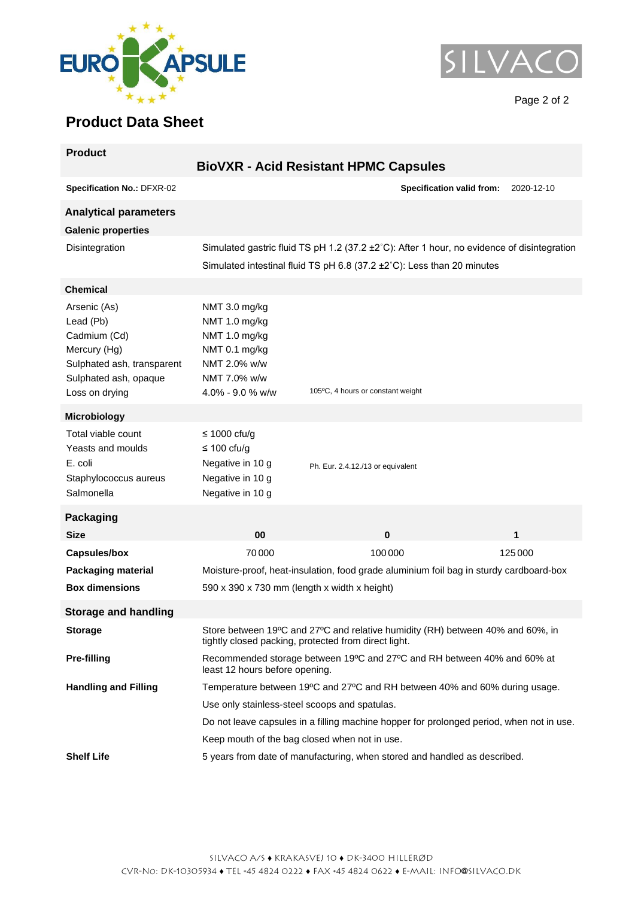## Product Data Sheet

**Product**

### BioVXR - Acid Resistant HPMC Capsules

**Specification No.:** DFXR-02 **Specification valid from:** 2020-12-10

### Analytical parameters

**Galenic properties**

| | |
|---|---|
| Disintegration | Simulated gastric fluid TS pH 1.2 (37.2 ±2˚C): After 1 hour, no evidence of disintegration |
| | Simulated intestinal fluid TS pH 6.8 (37.2 ±2˚C): Less than 20 minutes |

**Chemical**

| | | |
|---|---|---|
| Arsenic (As) | NMT 3.0 mg/kg | |
| Lead (Pb) | NMT 1.0 mg/kg | |
| Cadmium (Cd) | NMT 1.0 mg/kg | |
| Mercury (Hg) | NMT 0.1 mg/kg | |
| Sulphated ash, transparent | NMT 2.0% w/w | |
| Sulphated ash, opaque | NMT 7.0% w/w | |
| Loss on drying | 4.0% - 9.0 % w/w | 105ºC, 4 hours or constant weight |

**Microbiology**

| | | |
|---|---|---|
| Total viable count | ≤ 1000 cfu/g | |
| Yeasts and moulds | ≤ 100 cfu/g | |
| E. coli | Negative in 10 g | Ph. Eur. 2.4.12./13 or equivalent |
| Staphylococcus aureus | Negative in 10 g | |
| Salmonella | Negative in 10 g | |

### Packaging

| **Size** | **00** | **0** | **1** |
|---|---|---|---|
| **Capsules/box** | 70 000 | 100 000 | 125 000 |
| **Packaging material** | Moisture-proof, heat-insulation, food grade aluminium foil bag in sturdy cardboard-box | | |
| **Box dimensions** | 590 x 390 x 730 mm (length x width x height) | | |

### Storage and handling

| | |
|---|---|
| **Storage** | Store between 19ºC and 27ºC and relative humidity (RH) between 40% and 60%, in tightly closed packing, protected from direct light. |
| **Pre-filling** | Recommended storage between 19ºC and 27ºC and RH between 40% and 60% at least 12 hours before opening. |
| **Handling and Filling** | Temperature between 19ºC and 27ºC and RH between 40% and 60% during usage. |
| | Use only stainless-steel scoops and spatulas. |
| | Do not leave capsules in a filling machine hopper for prolonged period, when not in use. |
| | Keep mouth of the bag closed when not in use. |
| **Shelf Life** | 5 years from date of manufacturing, when stored and handled as described. |

SILVACO A/S ♦ KRAKASVEJ 10 ♦ DK-3400 HILLERØD
CVR-NO: DK-10305934 ♦ TEL +45 4824 0222 ♦ FAX +45 4824 0622 ♦ E-MAIL: INFO@SILVACO.DK